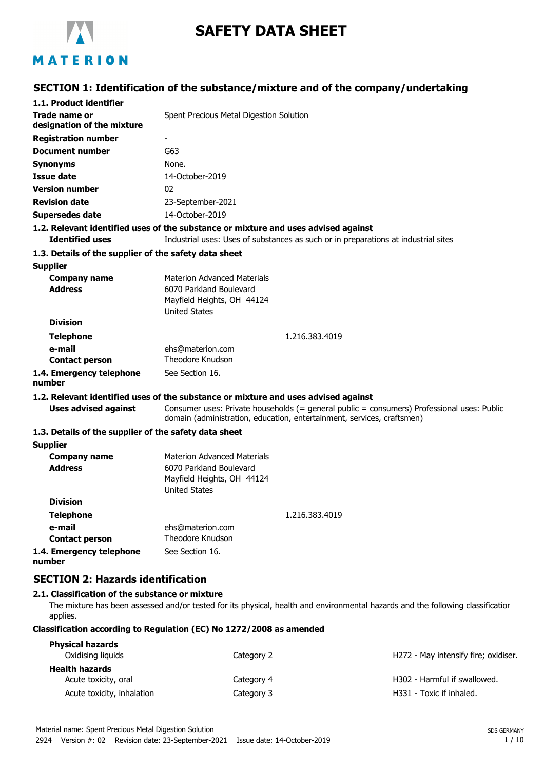# SAFETY DATA SHEET

## SECTION 1: Identification of the substance/mixture and of the company/undertaking

### 1.1. Product identifier

| | |
|---|---|
| **Trade name or designation of the mixture** | Spent Precious Metal Digestion Solution |
| **Registration number** | - |
| **Document number** | G63 |
| **Synonyms** | None. |
| **Issue date** | 14-October-2019 |
| **Version number** | 02 |
| **Revision date** | 23-September-2021 |
| **Supersedes date** | 14-October-2019 |

### 1.2. Relevant identified uses of the substance or mixture and uses advised against

**Identified uses** Industrial uses: Uses of substances as such or in preparations at industrial sites

### 1.3. Details of the supplier of the safety data sheet

**Supplier**

| | |
|---|---|
| **Company name** | Materion Advanced Materials |
| **Address** | 6070 Parkland Boulevard<br>Mayfield Heights, OH 44124<br>United States |
| **Division** | |
| **Telephone** | 1.216.383.4019 |
| **e-mail** | ehs@materion.com |
| **Contact person** | Theodore Knudson |

**1.4. Emergency telephone number** See Section 16.

### 1.2. Relevant identified uses of the substance or mixture and uses advised against

**Uses advised against** Consumer uses: Private households (= general public = consumers) Professional uses: Public domain (administration, education, entertainment, services, craftsmen)

### 1.3. Details of the supplier of the safety data sheet

**Supplier**

| | |
|---|---|
| **Company name** | Materion Advanced Materials |
| **Address** | 6070 Parkland Boulevard<br>Mayfield Heights, OH 44124<br>United States |
| **Division** | |
| **Telephone** | 1.216.383.4019 |
| **e-mail** | ehs@materion.com |
| **Contact person** | Theodore Knudson |

**1.4. Emergency telephone number** See Section 16.

## SECTION 2: Hazards identification

### 2.1. Classification of the substance or mixture

The mixture has been assessed and/or tested for its physical, health and environmental hazards and the following classification applies.

**Classification according to Regulation (EC) No 1272/2008 as amended**

| | | |
|---|---|---|
| **Physical hazards** | | |
| Oxidising liquids | Category 2 | H272 - May intensify fire; oxidiser. |
| **Health hazards** | | |
| Acute toxicity, oral | Category 4 | H302 - Harmful if swallowed. |
| Acute toxicity, inhalation | Category 3 | H331 - Toxic if inhaled. |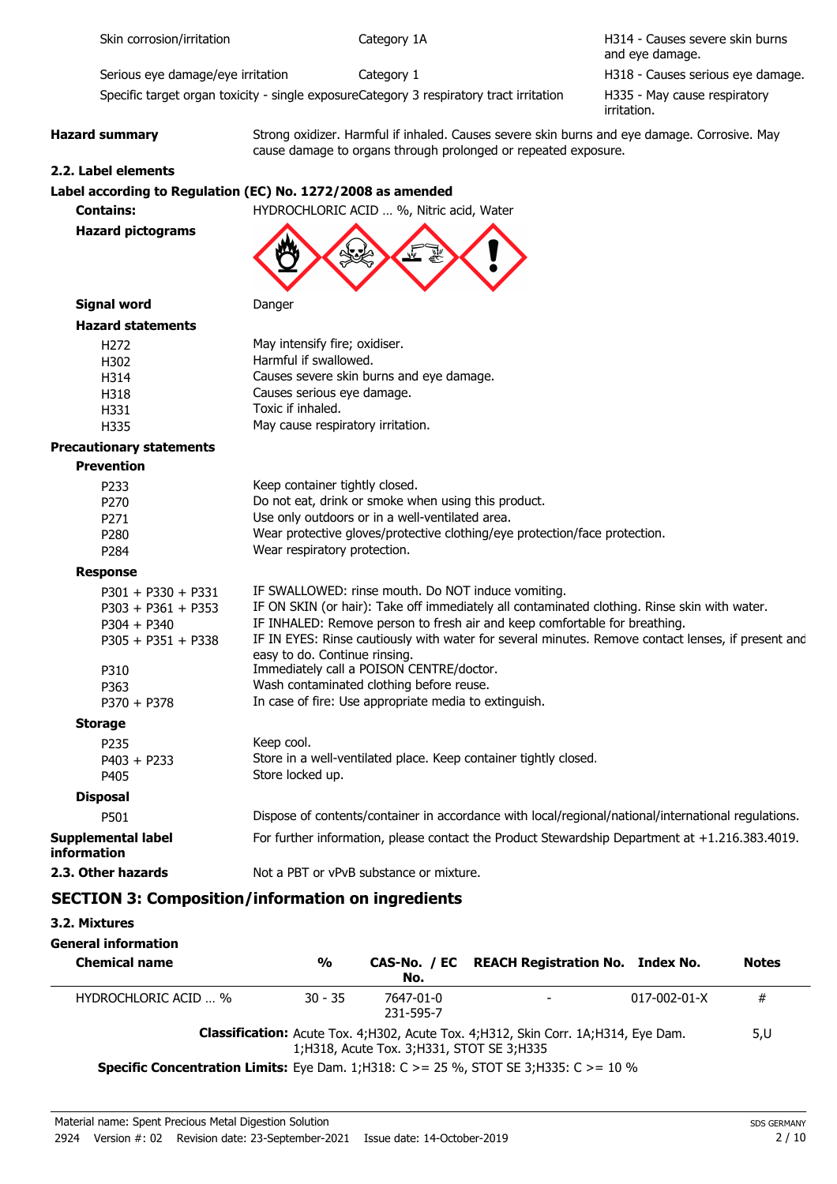| | | |
|---|---|---|
| Skin corrosion/irritation | Category 1A | H314 - Causes severe skin burns and eye damage. |
| Serious eye damage/eye irritation | Category 1 | H318 - Causes serious eye damage. |
| Specific target organ toxicity - single exposure | Category 3 respiratory tract irritation | H335 - May cause respiratory irritation. |

**Hazard summary** Strong oxidizer. Harmful if inhaled. Causes severe skin burns and eye damage. Corrosive. May cause damage to organs through prolonged or repeated exposure.

### 2.2. Label elements

**Label according to Regulation (EC) No. 1272/2008 as amended**

**Contains:** HYDROCHLORIC ACID … %, Nitric acid, Water

**Hazard pictograms**

**Signal word** Danger

**Hazard statements**

| | |
|---|---|
| H272 | May intensify fire; oxidiser. |
| H302 | Harmful if swallowed. |
| H314 | Causes severe skin burns and eye damage. |
| H318 | Causes serious eye damage. |
| H331 | Toxic if inhaled. |
| H335 | May cause respiratory irritation. |

**Precautionary statements**

**Prevention**

| | |
|---|---|
| P233 | Keep container tightly closed. |
| P270 | Do not eat, drink or smoke when using this product. |
| P271 | Use only outdoors or in a well-ventilated area. |
| P280 | Wear protective gloves/protective clothing/eye protection/face protection. |
| P284 | Wear respiratory protection. |

**Response**

| | |
|---|---|
| P301 + P330 + P331 | IF SWALLOWED: rinse mouth. Do NOT induce vomiting. |
| P303 + P361 + P353 | IF ON SKIN (or hair): Take off immediately all contaminated clothing. Rinse skin with water. |
| P304 + P340 | IF INHALED: Remove person to fresh air and keep comfortable for breathing. |
| P305 + P351 + P338 | IF IN EYES: Rinse cautiously with water for several minutes. Remove contact lenses, if present and easy to do. Continue rinsing. |
| P310 | Immediately call a POISON CENTRE/doctor. |
| P363 | Wash contaminated clothing before reuse. |
| P370 + P378 | In case of fire: Use appropriate media to extinguish. |

**Storage**

| | |
|---|---|
| P235 | Keep cool. |
| P403 + P233 | Store in a well-ventilated place. Keep container tightly closed. |
| P405 | Store locked up. |

**Disposal**

| | |
|---|---|
| P501 | Dispose of contents/container in accordance with local/regional/national/international regulations. |

**Supplemental label information** For further information, please contact the Product Stewardship Department at +1.216.383.4019.

**2.3. Other hazards** Not a PBT or vPvB substance or mixture.

## SECTION 3: Composition/information on ingredients

### 3.2. Mixtures

**General information**

| Chemical name | % | CAS-No. / EC No. | REACH Registration No. | Index No. | Notes |
|---|---|---|---|---|---|
| HYDROCHLORIC ACID … % | 30 - 35 | 7647-01-0 231-595-7 | - | 017-002-01-X | # |
| **Classification:** Acute Tox. 4;H302, Acute Tox. 4;H312, Skin Corr. 1A;H314, Eye Dam. 1;H318, Acute Tox. 3;H331, STOT SE 3;H335 | | | | | 5,U |

**Specific Concentration Limits:** Eye Dam. 1;H318: C >= 25 %, STOT SE 3;H335: C >= 10 %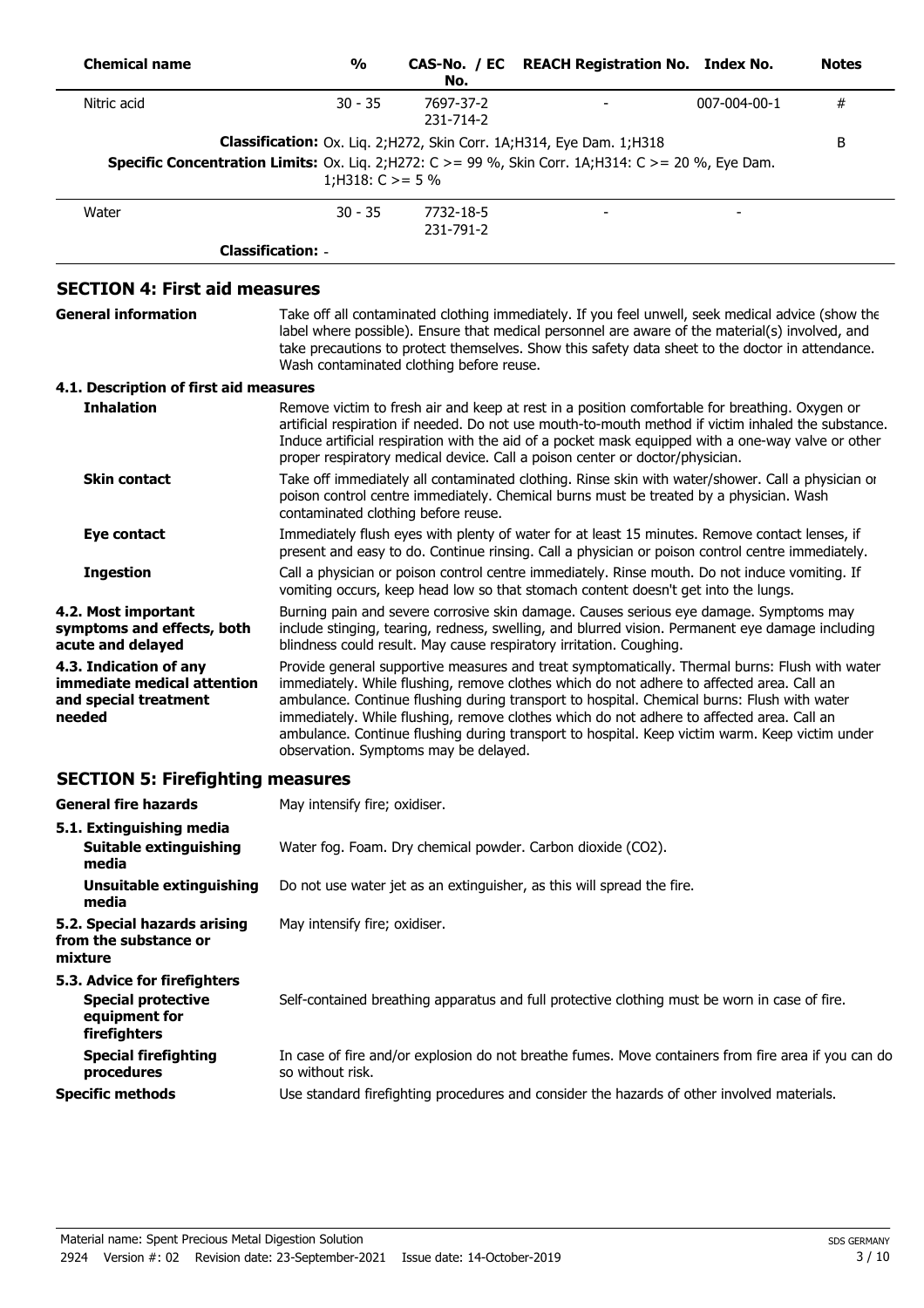| Chemical name | % | CAS-No. / EC No. | REACH Registration No. | Index No. | Notes |
|---|---|---|---|---|---|
| Nitric acid | 30 - 35 | 7697-37-2 231-714-2 | - | 007-004-00-1 | # |
| **Classification:** Ox. Liq. 2;H272, Skin Corr. 1A;H314, Eye Dam. 1;H318 | | | | | B |
| **Specific Concentration Limits:** Ox. Liq. 2;H272: C >= 99 %, Skin Corr. 1A;H314: C >= 20 %, Eye Dam. 1;H318: C >= 5 % | | | | | |
| Water | 30 - 35 | 7732-18-5 231-791-2 | - | - | |
| **Classification:** - | | | | | |

## SECTION 4: First aid measures

**General information** Take off all contaminated clothing immediately. If you feel unwell, seek medical advice (show the label where possible). Ensure that medical personnel are aware of the material(s) involved, and take precautions to protect themselves. Show this safety data sheet to the doctor in attendance. Wash contaminated clothing before reuse.

### 4.1. Description of first aid measures

**Inhalation** Remove victim to fresh air and keep at rest in a position comfortable for breathing. Oxygen or artificial respiration if needed. Do not use mouth-to-mouth method if victim inhaled the substance. Induce artificial respiration with the aid of a pocket mask equipped with a one-way valve or other proper respiratory medical device. Call a poison center or doctor/physician.

**Skin contact** Take off immediately all contaminated clothing. Rinse skin with water/shower. Call a physician or poison control centre immediately. Chemical burns must be treated by a physician. Wash contaminated clothing before reuse.

**Eye contact** Immediately flush eyes with plenty of water for at least 15 minutes. Remove contact lenses, if present and easy to do. Continue rinsing. Call a physician or poison control centre immediately.

**Ingestion** Call a physician or poison control centre immediately. Rinse mouth. Do not induce vomiting. If vomiting occurs, keep head low so that stomach content doesn't get into the lungs.

**4.2. Most important symptoms and effects, both acute and delayed** Burning pain and severe corrosive skin damage. Causes serious eye damage. Symptoms may include stinging, tearing, redness, swelling, and blurred vision. Permanent eye damage including blindness could result. May cause respiratory irritation. Coughing.

**4.3. Indication of any immediate medical attention and special treatment needed** Provide general supportive measures and treat symptomatically. Thermal burns: Flush with water immediately. While flushing, remove clothes which do not adhere to affected area. Call an ambulance. Continue flushing during transport to hospital. Chemical burns: Flush with water immediately. While flushing, remove clothes which do not adhere to affected area. Call an ambulance. Continue flushing during transport to hospital. Keep victim warm. Keep victim under observation. Symptoms may be delayed.

## SECTION 5: Firefighting measures

**General fire hazards** May intensify fire; oxidiser.

### 5.1. Extinguishing media

**Suitable extinguishing media** Water fog. Foam. Dry chemical powder. Carbon dioxide ($CO_2$).

**Unsuitable extinguishing media** Do not use water jet as an extinguisher, as this will spread the fire.

**5.2. Special hazards arising from the substance or mixture** May intensify fire; oxidiser.

### 5.3. Advice for firefighters

**Special protective equipment for firefighters** Self-contained breathing apparatus and full protective clothing must be worn in case of fire.

**Special firefighting procedures** In case of fire and/or explosion do not breathe fumes. Move containers from fire area if you can do so without risk.

**Specific methods** Use standard firefighting procedures and consider the hazards of other involved materials.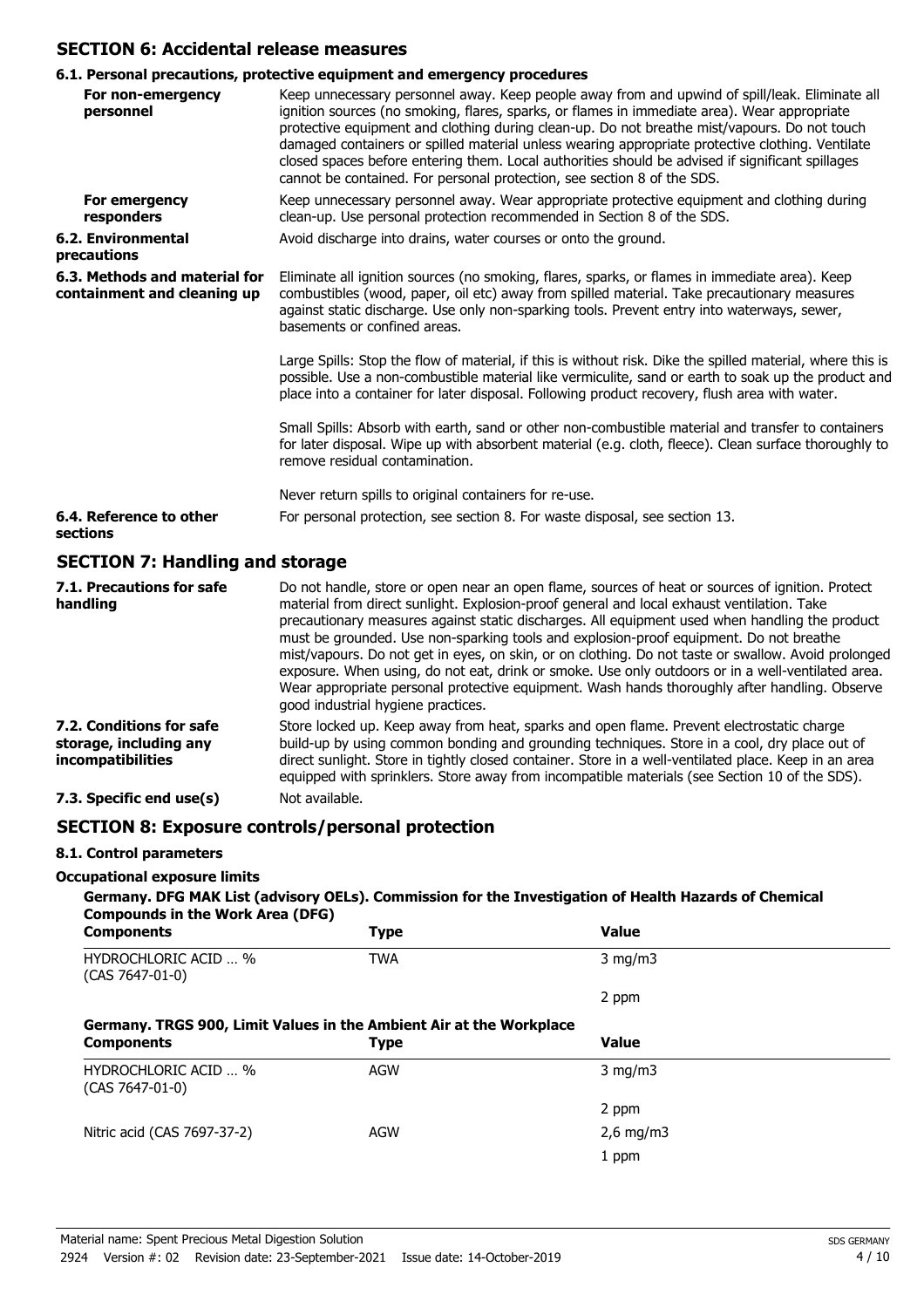## SECTION 6: Accidental release measures

### 6.1. Personal precautions, protective equipment and emergency procedures

**For non-emergency personnel**

Keep unnecessary personnel away. Keep people away from and upwind of spill/leak. Eliminate all ignition sources (no smoking, flares, sparks, or flames in immediate area). Wear appropriate protective equipment and clothing during clean-up. Do not breathe mist/vapours. Do not touch damaged containers or spilled material unless wearing appropriate protective clothing. Ventilate closed spaces before entering them. Local authorities should be advised if significant spillages cannot be contained. For personal protection, see section 8 of the SDS.

**For emergency responders**

Keep unnecessary personnel away. Wear appropriate protective equipment and clothing during clean-up. Use personal protection recommended in Section 8 of the SDS.

**6.2. Environmental precautions**

Avoid discharge into drains, water courses or onto the ground.

**6.3. Methods and material for containment and cleaning up**

Eliminate all ignition sources (no smoking, flares, sparks, or flames in immediate area). Keep combustibles (wood, paper, oil etc) away from spilled material. Take precautionary measures against static discharge. Use only non-sparking tools. Prevent entry into waterways, sewer, basements or confined areas.

Large Spills: Stop the flow of material, if this is without risk. Dike the spilled material, where this is possible. Use a non-combustible material like vermiculite, sand or earth to soak up the product and place into a container for later disposal. Following product recovery, flush area with water.

Small Spills: Absorb with earth, sand or other non-combustible material and transfer to containers for later disposal. Wipe up with absorbent material (e.g. cloth, fleece). Clean surface thoroughly to remove residual contamination.

Never return spills to original containers for re-use.

**6.4. Reference to other sections**

For personal protection, see section 8. For waste disposal, see section 13.

## SECTION 7: Handling and storage

**7.1. Precautions for safe handling**

Do not handle, store or open near an open flame, sources of heat or sources of ignition. Protect material from direct sunlight. Explosion-proof general and local exhaust ventilation. Take precautionary measures against static discharges. All equipment used when handling the product must be grounded. Use non-sparking tools and explosion-proof equipment. Do not breathe mist/vapours. Do not get in eyes, on skin, or on clothing. Do not taste or swallow. Avoid prolonged exposure. When using, do not eat, drink or smoke. Use only outdoors or in a well-ventilated area. Wear appropriate personal protective equipment. Wash hands thoroughly after handling. Observe good industrial hygiene practices.

**7.2. Conditions for safe storage, including any incompatibilities**

Store locked up. Keep away from heat, sparks and open flame. Prevent electrostatic charge build-up by using common bonding and grounding techniques. Store in a cool, dry place out of direct sunlight. Store in tightly closed container. Store in a well-ventilated place. Keep in an area equipped with sprinklers. Store away from incompatible materials (see Section 10 of the SDS).

**7.3. Specific end use(s)**

Not available.

## SECTION 8: Exposure controls/personal protection

### 8.1. Control parameters

**Occupational exposure limits**

**Germany. DFG MAK List (advisory OELs). Commission for the Investigation of Health Hazards of Chemical Compounds in the Work Area (DFG)**

| Components | Type | Value |
|---|---|---|
| HYDROCHLORIC ACID … % (CAS 7647-01-0) | TWA | 3 mg/m3 |
| | | 2 ppm |

**Germany. TRGS 900, Limit Values in the Ambient Air at the Workplace**

| Components | Type | Value |
|---|---|---|
| HYDROCHLORIC ACID … % (CAS 7647-01-0) | AGW | 3 mg/m3 |
| | | 2 ppm |
| Nitric acid (CAS 7697-37-2) | AGW | 2,6 mg/m3 |
| | | 1 ppm |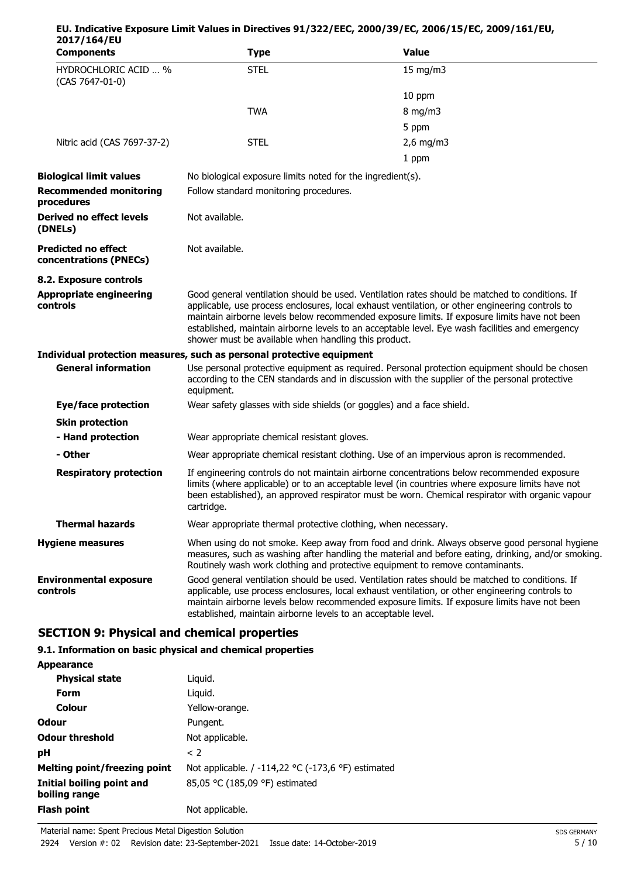**EU. Indicative Exposure Limit Values in Directives 91/322/EEC, 2000/39/EC, 2006/15/EC, 2009/161/EU, 2017/164/EU**

| Components | Type | Value |
|---|---|---|
| HYDROCHLORIC ACID … % (CAS 7647-01-0) | STEL | 15 mg/m3 |
| | | 10 ppm |
| | TWA | 8 mg/m3 |
| | | 5 ppm |
| Nitric acid (CAS 7697-37-2) | STEL | 2,6 mg/m3 |
| | | 1 ppm |

**Biological limit values** No biological exposure limits noted for the ingredient(s).

**Recommended monitoring procedures** Follow standard monitoring procedures.

**Derived no effect levels (DNELs)** Not available.

**Predicted no effect concentrations (PNECs)** Not available.

**8.2. Exposure controls**

**Appropriate engineering controls** Good general ventilation should be used. Ventilation rates should be matched to conditions. If applicable, use process enclosures, local exhaust ventilation, or other engineering controls to maintain airborne levels below recommended exposure limits. If exposure limits have not been established, maintain airborne levels to an acceptable level. Eye wash facilities and emergency shower must be available when handling this product.

**Individual protection measures, such as personal protective equipment**

**General information** Use personal protective equipment as required. Personal protection equipment should be chosen according to the CEN standards and in discussion with the supplier of the personal protective equipment.

**Eye/face protection** Wear safety glasses with side shields (or goggles) and a face shield.

**Skin protection**

**- Hand protection** Wear appropriate chemical resistant gloves.

**- Other** Wear appropriate chemical resistant clothing. Use of an impervious apron is recommended.

**Respiratory protection** If engineering controls do not maintain airborne concentrations below recommended exposure limits (where applicable) or to an acceptable level (in countries where exposure limits have not been established), an approved respirator must be worn. Chemical respirator with organic vapour cartridge.

**Thermal hazards** Wear appropriate thermal protective clothing, when necessary.

**Hygiene measures** When using do not smoke. Keep away from food and drink. Always observe good personal hygiene measures, such as washing after handling the material and before eating, drinking, and/or smoking. Routinely wash work clothing and protective equipment to remove contaminants.

**Environmental exposure controls** Good general ventilation should be used. Ventilation rates should be matched to conditions. If applicable, use process enclosures, local exhaust ventilation, or other engineering controls to maintain airborne levels below recommended exposure limits. If exposure limits have not been established, maintain airborne levels to an acceptable level.

## SECTION 9: Physical and chemical properties

### 9.1. Information on basic physical and chemical properties

**Appearance**

**Physical state** Liquid.

**Form** Liquid.

**Colour** Yellow-orange.

**Odour** Pungent.

**Odour threshold** Not applicable.

**pH** < 2

**Melting point/freezing point** Not applicable. / -114,22 °C (-173,6 °F) estimated

**Initial boiling point and boiling range** 85,05 °C (185,09 °F) estimated

**Flash point** Not applicable.

Material name: Spent Precious Metal Digestion Solution
2924 Version #: 02 Revision date: 23-September-2021 Issue date: 14-October-2019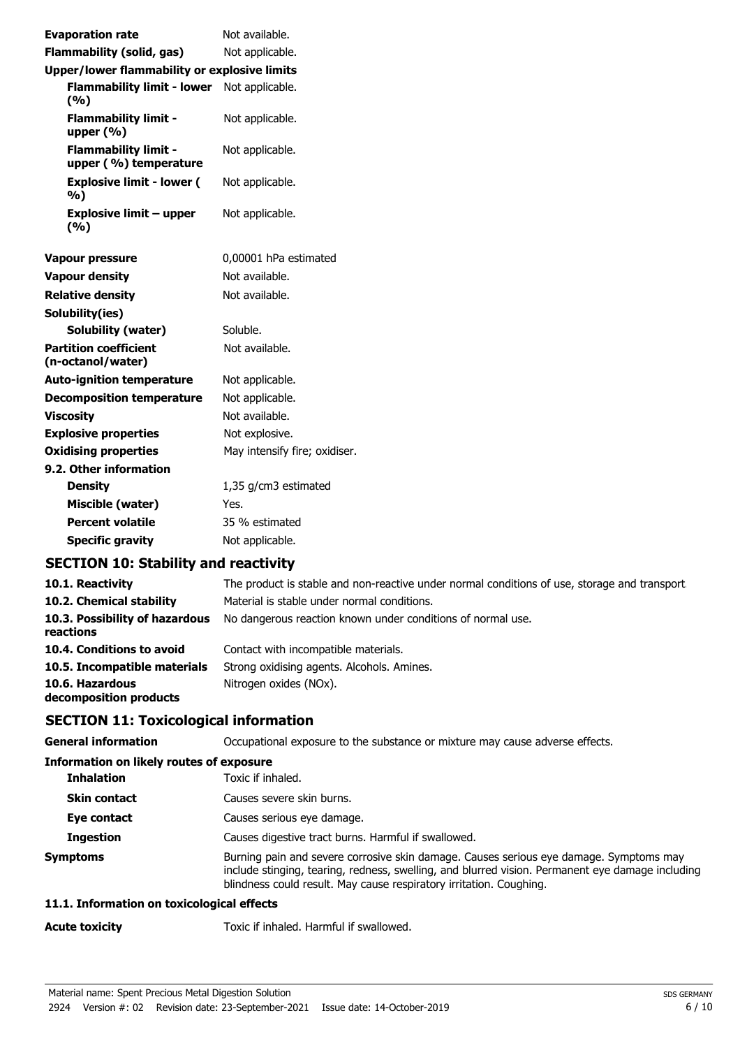| | |
|---|---|
| **Evaporation rate** | Not available. |
| **Flammability (solid, gas)** | Not applicable. |
| **Upper/lower flammability or explosive limits** | |
| **Flammability limit - lower (%)** | Not applicable. |
| **Flammability limit - upper (%)** | Not applicable. |
| **Flammability limit - upper ( %) temperature** | Not applicable. |
| **Explosive limit - lower ( %)** | Not applicable. |
| **Explosive limit – upper (%)** | Not applicable. |
| **Vapour pressure** | 0,00001 hPa estimated |
| **Vapour density** | Not available. |
| **Relative density** | Not available. |
| **Solubility(ies)** | |
| **Solubility (water)** | Soluble. |
| **Partition coefficient (n-octanol/water)** | Not available. |
| **Auto-ignition temperature** | Not applicable. |
| **Decomposition temperature** | Not applicable. |
| **Viscosity** | Not available. |
| **Explosive properties** | Not explosive. |
| **Oxidising properties** | May intensify fire; oxidiser. |
| **9.2. Other information** | |
| **Density** | 1,35 g/cm3 estimated |
| **Miscible (water)** | Yes. |
| **Percent volatile** | 35 % estimated |
| **Specific gravity** | Not applicable. |

## SECTION 10: Stability and reactivity

| | |
|---|---|
| **10.1. Reactivity** | The product is stable and non-reactive under normal conditions of use, storage and transport. |
| **10.2. Chemical stability** | Material is stable under normal conditions. |
| **10.3. Possibility of hazardous reactions** | No dangerous reaction known under conditions of normal use. |
| **10.4. Conditions to avoid** | Contact with incompatible materials. |
| **10.5. Incompatible materials** | Strong oxidising agents. Alcohols. Amines. |
| **10.6. Hazardous decomposition products** | Nitrogen oxides (NOx). |

## SECTION 11: Toxicological information

| | |
|---|---|
| **General information** | Occupational exposure to the substance or mixture may cause adverse effects. |
| **Information on likely routes of exposure** | |
| **Inhalation** | Toxic if inhaled. |
| **Skin contact** | Causes severe skin burns. |
| **Eye contact** | Causes serious eye damage. |
| **Ingestion** | Causes digestive tract burns. Harmful if swallowed. |
| **Symptoms** | Burning pain and severe corrosive skin damage. Causes serious eye damage. Symptoms may include stinging, tearing, redness, swelling, and blurred vision. Permanent eye damage including blindness could result. May cause respiratory irritation. Coughing. |

**11.1. Information on toxicological effects**

| | |
|---|---|
| **Acute toxicity** | Toxic if inhaled. Harmful if swallowed. |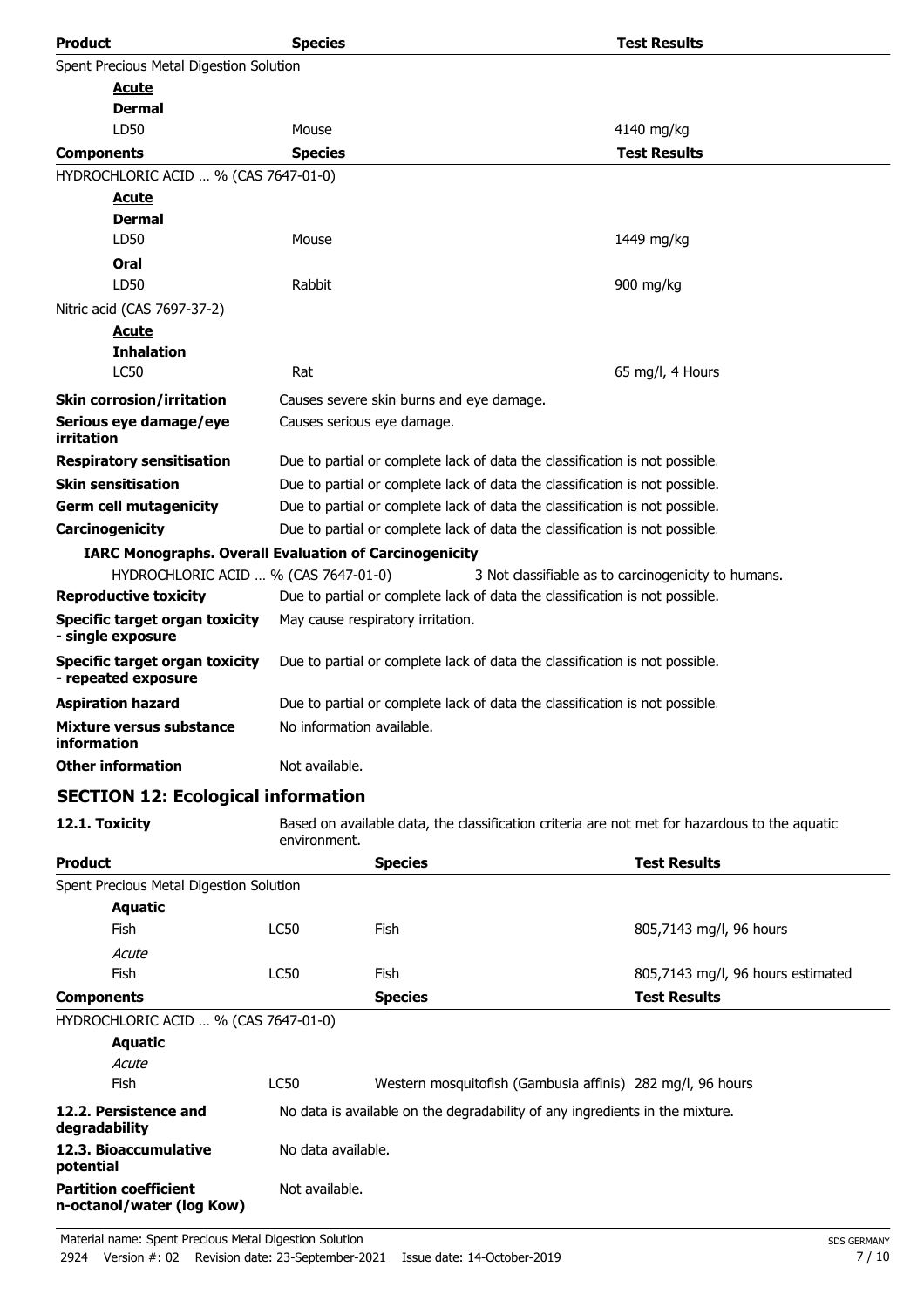| Product | Species | Test Results |
| --- | --- | --- |
| Spent Precious Metal Digestion Solution | | |
| ***Acute*** | | |
| **Dermal** | | |
| LD50 | Mouse | 4140 mg/kg |

| Components | Species | Test Results |
| --- | --- | --- |
| HYDROCHLORIC ACID … % (CAS 7647-01-0) | | |
| ***Acute*** | | |
| **Dermal** | | |
| LD50 | Mouse | 1449 mg/kg |
| **Oral** | | |
| LD50 | Rabbit | 900 mg/kg |
| Nitric acid (CAS 7697-37-2) | | |
| ***Acute*** | | |
| **Inhalation** | | |
| LC50 | Rat | 65 mg/l, 4 Hours |

**Skin corrosion/irritation** Causes severe skin burns and eye damage.

**Serious eye damage/eye irritation** Causes serious eye damage.

**Respiratory sensitisation** Due to partial or complete lack of data the classification is not possible.

**Skin sensitisation** Due to partial or complete lack of data the classification is not possible.

**Germ cell mutagenicity** Due to partial or complete lack of data the classification is not possible.

**Carcinogenicity** Due to partial or complete lack of data the classification is not possible.

**IARC Monographs. Overall Evaluation of Carcinogenicity**

HYDROCHLORIC ACID … % (CAS 7647-01-0) 3 Not classifiable as to carcinogenicity to humans.

**Reproductive toxicity** Due to partial or complete lack of data the classification is not possible.

**Specific target organ toxicity - single exposure** May cause respiratory irritation.

**Specific target organ toxicity - repeated exposure** Due to partial or complete lack of data the classification is not possible.

**Aspiration hazard** Due to partial or complete lack of data the classification is not possible.

**Mixture versus substance information** No information available.

**Other information** Not available.

## SECTION 12: Ecological information

**12.1. Toxicity** Based on available data, the classification criteria are not met for hazardous to the aquatic environment.

| Product | | Species | Test Results |
| --- | --- | --- | --- |
| Spent Precious Metal Digestion Solution | | | |
| **Aquatic** | | | |
| Fish | LC50 | Fish | 805,7143 mg/l, 96 hours |
| *Acute* | | | |
| Fish | LC50 | Fish | 805,7143 mg/l, 96 hours estimated |

| Components | | Species | Test Results |
| --- | --- | --- | --- |
| HYDROCHLORIC ACID … % (CAS 7647-01-0) | | | |
| **Aquatic** | | | |
| *Acute* | | | |
| Fish | LC50 | Western mosquitofish (Gambusia affinis) | 282 mg/l, 96 hours |

**12.2. Persistence and degradability** No data is available on the degradability of any ingredients in the mixture.

**12.3. Bioaccumulative potential** No data available.

**Partition coefficient n-octanol/water (log Kow)** Not available.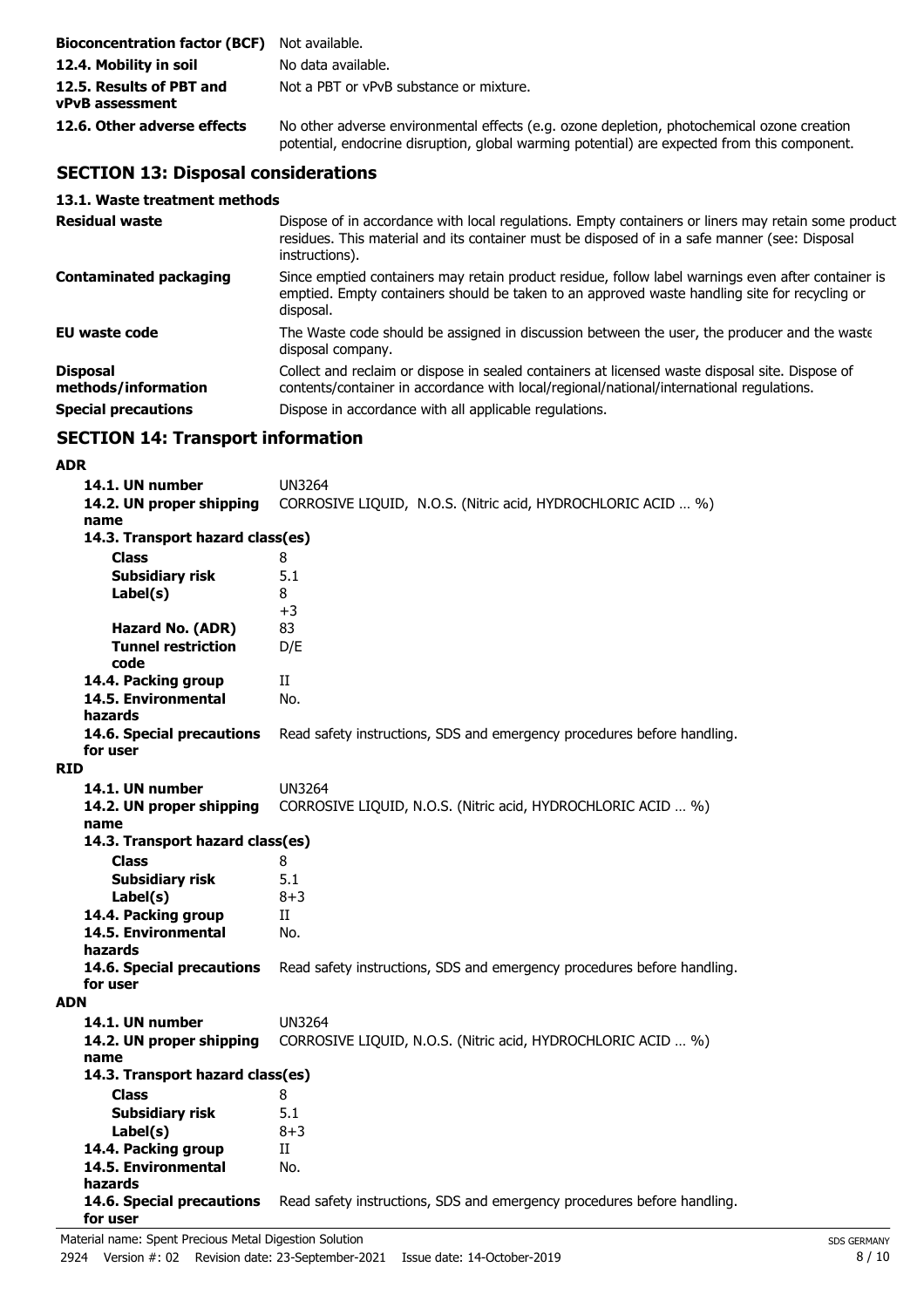| | |
|---|---|
| **Bioconcentration factor (BCF)** | Not available. |
| **12.4. Mobility in soil** | No data available. |
| **12.5. Results of PBT and vPvB assessment** | Not a PBT or vPvB substance or mixture. |
| **12.6. Other adverse effects** | No other adverse environmental effects (e.g. ozone depletion, photochemical ozone creation potential, endocrine disruption, global warming potential) are expected from this component. |

## SECTION 13: Disposal considerations

### 13.1. Waste treatment methods

| | |
|---|---|
| **Residual waste** | Dispose of in accordance with local regulations. Empty containers or liners may retain some product residues. This material and its container must be disposed of in a safe manner (see: Disposal instructions). |
| **Contaminated packaging** | Since emptied containers may retain product residue, follow label warnings even after container is emptied. Empty containers should be taken to an approved waste handling site for recycling or disposal. |
| **EU waste code** | The Waste code should be assigned in discussion between the user, the producer and the waste disposal company. |
| **Disposal methods/information** | Collect and reclaim or dispose in sealed containers at licensed waste disposal site. Dispose of contents/container in accordance with local/regional/national/international regulations. |
| **Special precautions** | Dispose in accordance with all applicable regulations. |

## SECTION 14: Transport information

**ADR**

| | |
|---|---|
| **14.1. UN number** | UN3264 |
| **14.2. UN proper shipping name** | CORROSIVE LIQUID, N.O.S. (Nitric acid, HYDROCHLORIC ACID … %) |
| **14.3. Transport hazard class(es)** | |
| **Class** | 8 |
| **Subsidiary risk** | 5.1 |
| **Label(s)** | 8 +3 |
| **Hazard No. (ADR)** | 83 |
| **Tunnel restriction code** | D/E |
| **14.4. Packing group** | II |
| **14.5. Environmental hazards** | No. |
| **14.6. Special precautions for user** | Read safety instructions, SDS and emergency procedures before handling. |

**RID**

| | |
|---|---|
| **14.1. UN number** | UN3264 |
| **14.2. UN proper shipping name** | CORROSIVE LIQUID, N.O.S. (Nitric acid, HYDROCHLORIC ACID … %) |
| **14.3. Transport hazard class(es)** | |
| **Class** | 8 |
| **Subsidiary risk** | 5.1 |
| **Label(s)** | 8+3 |
| **14.4. Packing group** | II |
| **14.5. Environmental hazards** | No. |
| **14.6. Special precautions for user** | Read safety instructions, SDS and emergency procedures before handling. |

**ADN**

| | |
|---|---|
| **14.1. UN number** | UN3264 |
| **14.2. UN proper shipping name** | CORROSIVE LIQUID, N.O.S. (Nitric acid, HYDROCHLORIC ACID … %) |
| **14.3. Transport hazard class(es)** | |
| **Class** | 8 |
| **Subsidiary risk** | 5.1 |
| **Label(s)** | 8+3 |
| **14.4. Packing group** | II |
| **14.5. Environmental hazards** | No. |
| **14.6. Special precautions for user** | Read safety instructions, SDS and emergency procedures before handling. |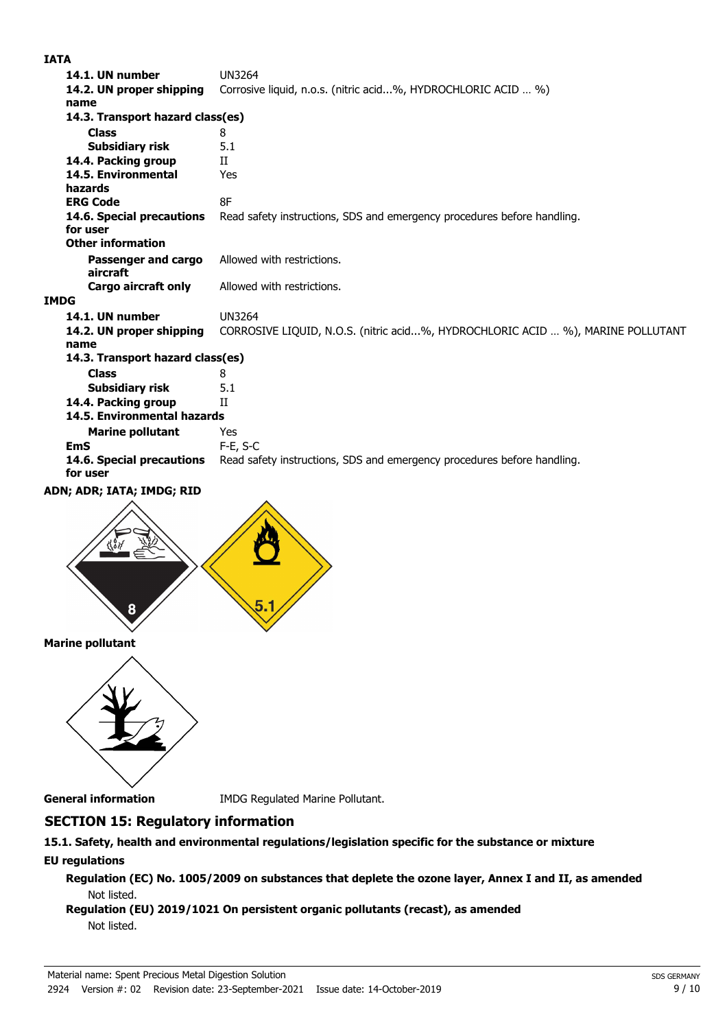**IATA**

**14.1. UN number** UN3264

**14.2. UN proper shipping name** Corrosive liquid, n.o.s. (nitric acid...%, HYDROCHLORIC ACID … %)

**14.3. Transport hazard class(es)**

**Class** 8

**Subsidiary risk** 5.1

**14.4. Packing group** II

**14.5. Environmental hazards** Yes

**ERG Code** 8F

**14.6. Special precautions for user** Read safety instructions, SDS and emergency procedures before handling.

**Other information**

**Passenger and cargo aircraft** Allowed with restrictions.

**Cargo aircraft only** Allowed with restrictions.

**IMDG**

**14.1. UN number** UN3264

**14.2. UN proper shipping name** CORROSIVE LIQUID, N.O.S. (nitric acid...%, HYDROCHLORIC ACID … %), MARINE POLLUTANT

**14.3. Transport hazard class(es)**

**Class** 8

**Subsidiary risk** 5.1

**14.4. Packing group** II

**14.5. Environmental hazards**

**Marine pollutant** Yes

**EmS** F-E, S-C

**14.6. Special precautions for user** Read safety instructions, SDS and emergency procedures before handling.

**ADN; ADR; IATA; IMDG; RID**

**Marine pollutant**

**General information** IMDG Regulated Marine Pollutant.

## SECTION 15: Regulatory information

### 15.1. Safety, health and environmental regulations/legislation specific for the substance or mixture

**EU regulations**

**Regulation (EC) No. 1005/2009 on substances that deplete the ozone layer, Annex I and II, as amended**

Not listed.

**Regulation (EU) 2019/1021 On persistent organic pollutants (recast), as amended**

Not listed.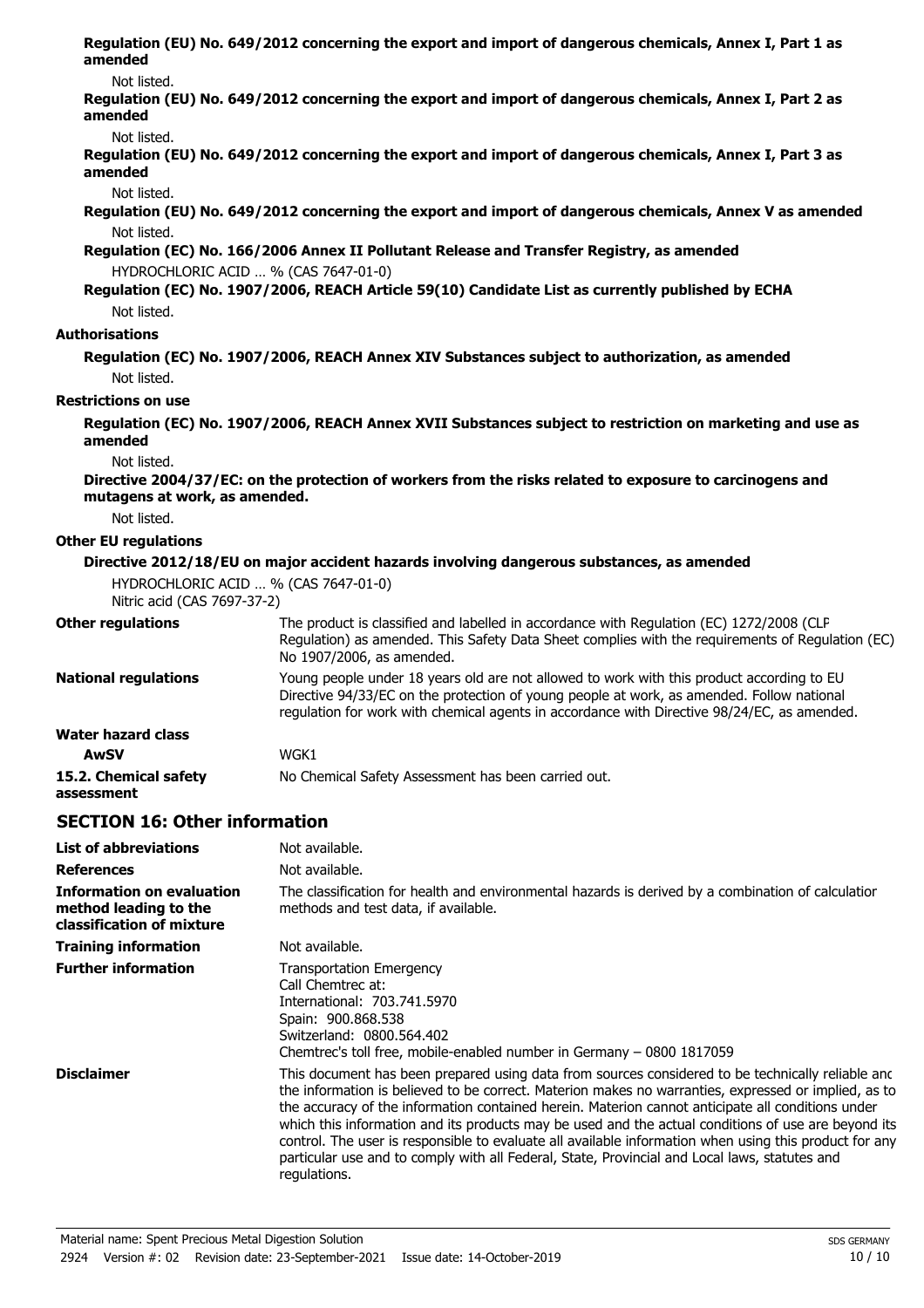**Regulation (EU) No. 649/2012 concerning the export and import of dangerous chemicals, Annex I, Part 1 as amended**

Not listed.

**Regulation (EU) No. 649/2012 concerning the export and import of dangerous chemicals, Annex I, Part 2 as amended**

Not listed.

**Regulation (EU) No. 649/2012 concerning the export and import of dangerous chemicals, Annex I, Part 3 as amended**

Not listed.

**Regulation (EU) No. 649/2012 concerning the export and import of dangerous chemicals, Annex V as amended**

Not listed.

**Regulation (EC) No. 166/2006 Annex II Pollutant Release and Transfer Registry, as amended**

HYDROCHLORIC ACID … % (CAS 7647-01-0)

**Regulation (EC) No. 1907/2006, REACH Article 59(10) Candidate List as currently published by ECHA**

Not listed.

**Authorisations**

**Regulation (EC) No. 1907/2006, REACH Annex XIV Substances subject to authorization, as amended**

Not listed.

**Restrictions on use**

**Regulation (EC) No. 1907/2006, REACH Annex XVII Substances subject to restriction on marketing and use as amended**

Not listed.

**Directive 2004/37/EC: on the protection of workers from the risks related to exposure to carcinogens and mutagens at work, as amended.**

Not listed.

**Other EU regulations**

**Directive 2012/18/EU on major accident hazards involving dangerous substances, as amended**

HYDROCHLORIC ACID … % (CAS 7647-01-0)
Nitric acid (CAS 7697-37-2)

| | |
|---|---|
| **Other regulations** | The product is classified and labelled in accordance with Regulation (EC) 1272/2008 (CLP Regulation) as amended. This Safety Data Sheet complies with the requirements of Regulation (EC) No 1907/2006, as amended. |
| **National regulations** | Young people under 18 years old are not allowed to work with this product according to EU Directive 94/33/EC on the protection of young people at work, as amended. Follow national regulation for work with chemical agents in accordance with Directive 98/24/EC, as amended. |
| **Water hazard class** | |
| **AwSV** | WGK1 |
| **15.2. Chemical safety assessment** | No Chemical Safety Assessment has been carried out. |

## SECTION 16: Other information

| | |
|---|---|
| **List of abbreviations** | Not available. |
| **References** | Not available. |
| **Information on evaluation method leading to the classification of mixture** | The classification for health and environmental hazards is derived by a combination of calculation methods and test data, if available. |
| **Training information** | Not available. |
| **Further information** | Transportation Emergency<br>Call Chemtrec at:<br>International: 703.741.5970<br>Spain: 900.868.538<br>Switzerland: 0800.564.402<br>Chemtrec's toll free, mobile-enabled number in Germany – 0800 1817059 |
| **Disclaimer** | This document has been prepared using data from sources considered to be technically reliable and the information is believed to be correct. Materion makes no warranties, expressed or implied, as to the accuracy of the information contained herein. Materion cannot anticipate all conditions under which this information and its products may be used and the actual conditions of use are beyond its control. The user is responsible to evaluate all available information when using this product for any particular use and to comply with all Federal, State, Provincial and Local laws, statutes and regulations. |

Material name: Spent Precious Metal Digestion Solution
2924 Version #: 02 Revision date: 23-September-2021 Issue date: 14-October-2019